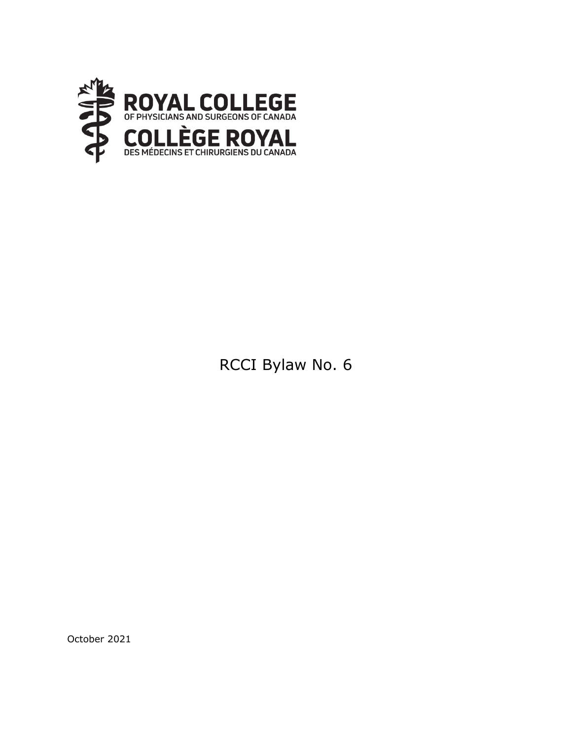ROYAL COLLEGE
OF PHYSICIANS AND SURGEONS OF CANADA

COLLÈGE ROYAL
DES MÉDECINS ET CHIRURGIENS DU CANADA

# RCCI Bylaw No. 6

October 2021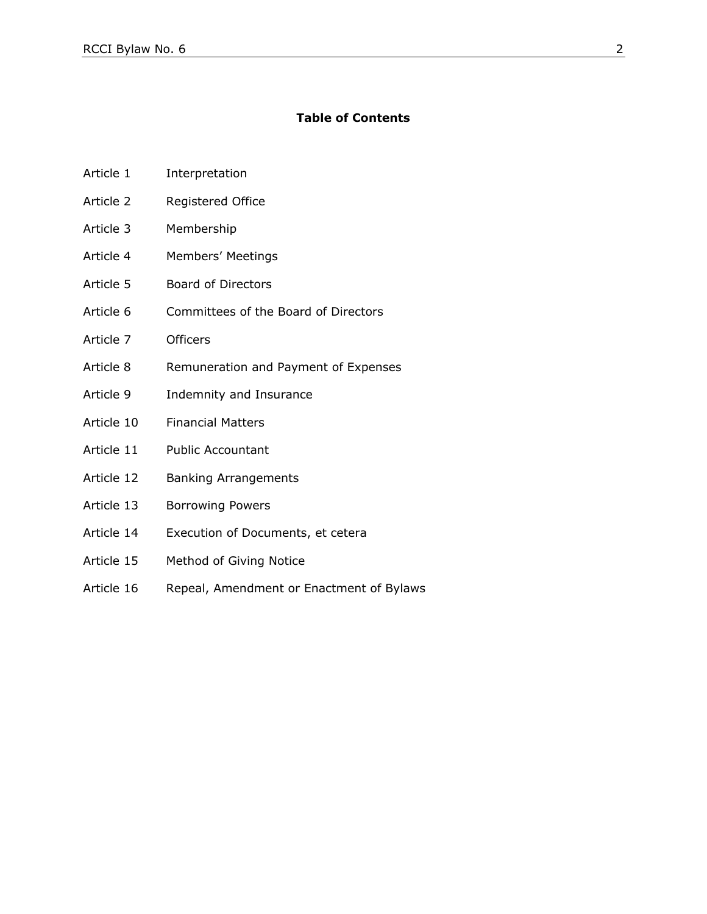## Table of Contents

| | |
|---|---|
| Article 1 | Interpretation |
| Article 2 | Registered Office |
| Article 3 | Membership |
| Article 4 | Members' Meetings |
| Article 5 | Board of Directors |
| Article 6 | Committees of the Board of Directors |
| Article 7 | Officers |
| Article 8 | Remuneration and Payment of Expenses |
| Article 9 | Indemnity and Insurance |
| Article 10 | Financial Matters |
| Article 11 | Public Accountant |
| Article 12 | Banking Arrangements |
| Article 13 | Borrowing Powers |
| Article 14 | Execution of Documents, et cetera |
| Article 15 | Method of Giving Notice |
| Article 16 | Repeal, Amendment or Enactment of Bylaws |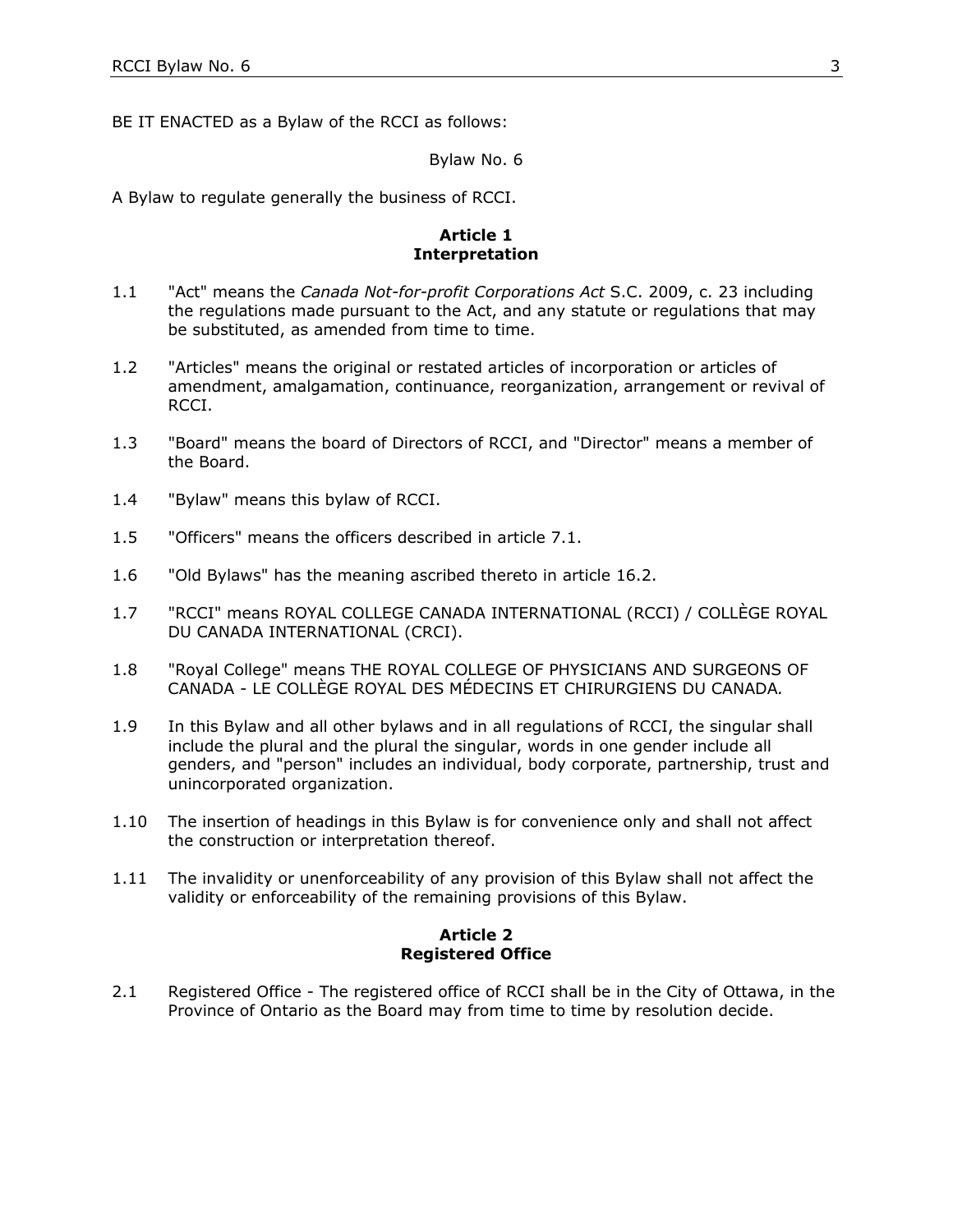BE IT ENACTED as a Bylaw of the RCCI as follows:

Bylaw No. 6

A Bylaw to regulate generally the business of RCCI.

## Article 1
## Interpretation

1.1 "Act" means the *Canada Not-for-profit Corporations Act* S.C. 2009, c. 23 including the regulations made pursuant to the Act, and any statute or regulations that may be substituted, as amended from time to time.

1.2 "Articles" means the original or restated articles of incorporation or articles of amendment, amalgamation, continuance, reorganization, arrangement or revival of RCCI.

1.3 "Board" means the board of Directors of RCCI, and "Director" means a member of the Board.

1.4 "Bylaw" means this bylaw of RCCI.

1.5 "Officers" means the officers described in article 7.1.

1.6 "Old Bylaws" has the meaning ascribed thereto in article 16.2.

1.7 "RCCI" means ROYAL COLLEGE CANADA INTERNATIONAL (RCCI) / COLLÈGE ROYAL DU CANADA INTERNATIONAL (CRCI).

1.8 "Royal College" means THE ROYAL COLLEGE OF PHYSICIANS AND SURGEONS OF CANADA - LE COLLÈGE ROYAL DES MÉDECINS ET CHIRURGIENS DU CANADA*.*

1.9 In this Bylaw and all other bylaws and in all regulations of RCCI, the singular shall include the plural and the plural the singular, words in one gender include all genders, and "person" includes an individual, body corporate, partnership, trust and unincorporated organization.

1.10 The insertion of headings in this Bylaw is for convenience only and shall not affect the construction or interpretation thereof.

1.11 The invalidity or unenforceability of any provision of this Bylaw shall not affect the validity or enforceability of the remaining provisions of this Bylaw.

## Article 2
## Registered Office

2.1 Registered Office - The registered office of RCCI shall be in the City of Ottawa, in the Province of Ontario as the Board may from time to time by resolution decide.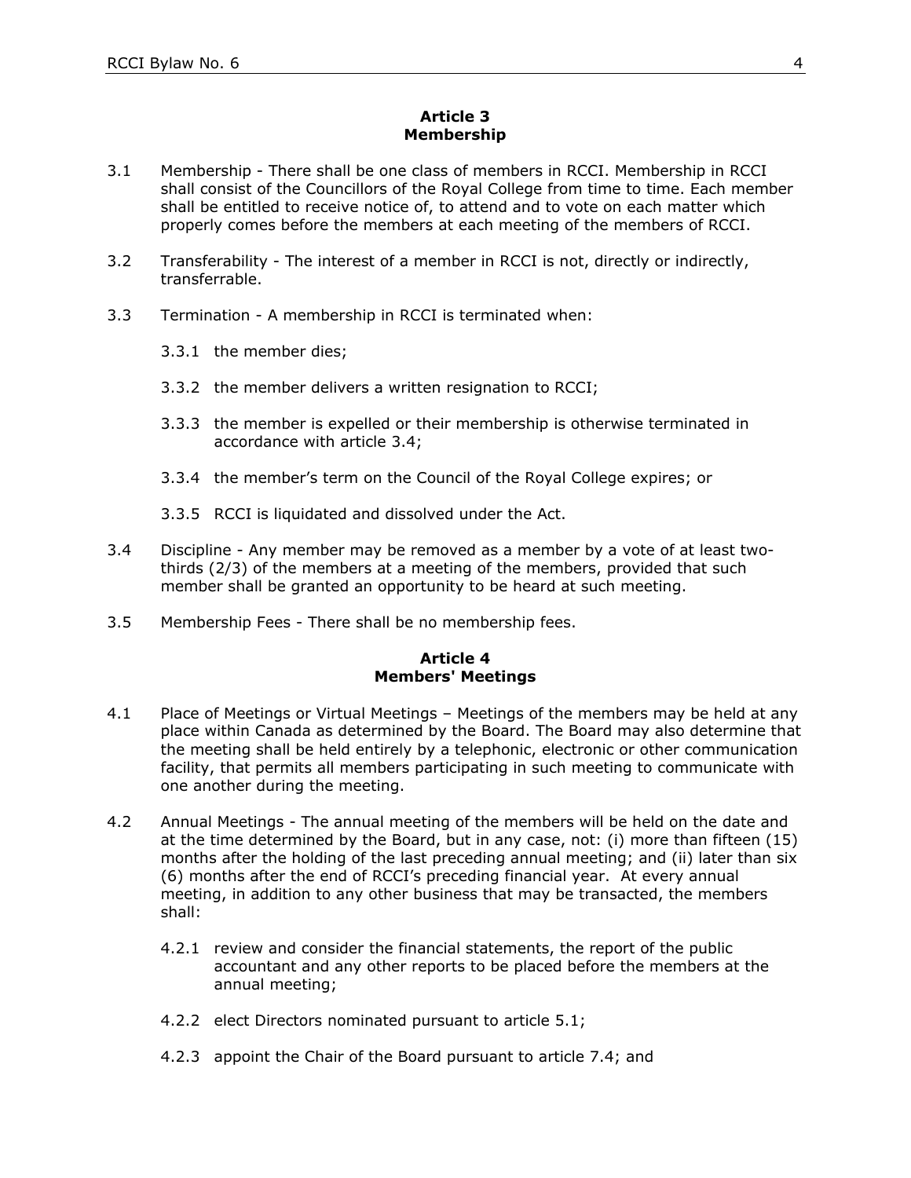## Article 3
## Membership

3.1 Membership - There shall be one class of members in RCCI. Membership in RCCI shall consist of the Councillors of the Royal College from time to time. Each member shall be entitled to receive notice of, to attend and to vote on each matter which properly comes before the members at each meeting of the members of RCCI.

3.2 Transferability - The interest of a member in RCCI is not, directly or indirectly, transferrable.

3.3 Termination - A membership in RCCI is terminated when:

3.3.1 the member dies;

3.3.2 the member delivers a written resignation to RCCI;

3.3.3 the member is expelled or their membership is otherwise terminated in accordance with article 3.4;

3.3.4 the member's term on the Council of the Royal College expires; or

3.3.5 RCCI is liquidated and dissolved under the Act.

3.4 Discipline - Any member may be removed as a member by a vote of at least two-thirds (2/3) of the members at a meeting of the members, provided that such member shall be granted an opportunity to be heard at such meeting.

3.5 Membership Fees - There shall be no membership fees.

## Article 4
## Members' Meetings

4.1 Place of Meetings or Virtual Meetings – Meetings of the members may be held at any place within Canada as determined by the Board. The Board may also determine that the meeting shall be held entirely by a telephonic, electronic or other communication facility, that permits all members participating in such meeting to communicate with one another during the meeting.

4.2 Annual Meetings - The annual meeting of the members will be held on the date and at the time determined by the Board, but in any case, not: (i) more than fifteen (15) months after the holding of the last preceding annual meeting; and (ii) later than six (6) months after the end of RCCI's preceding financial year. At every annual meeting, in addition to any other business that may be transacted, the members shall:

4.2.1 review and consider the financial statements, the report of the public accountant and any other reports to be placed before the members at the annual meeting;

4.2.2 elect Directors nominated pursuant to article 5.1;

4.2.3 appoint the Chair of the Board pursuant to article 7.4; and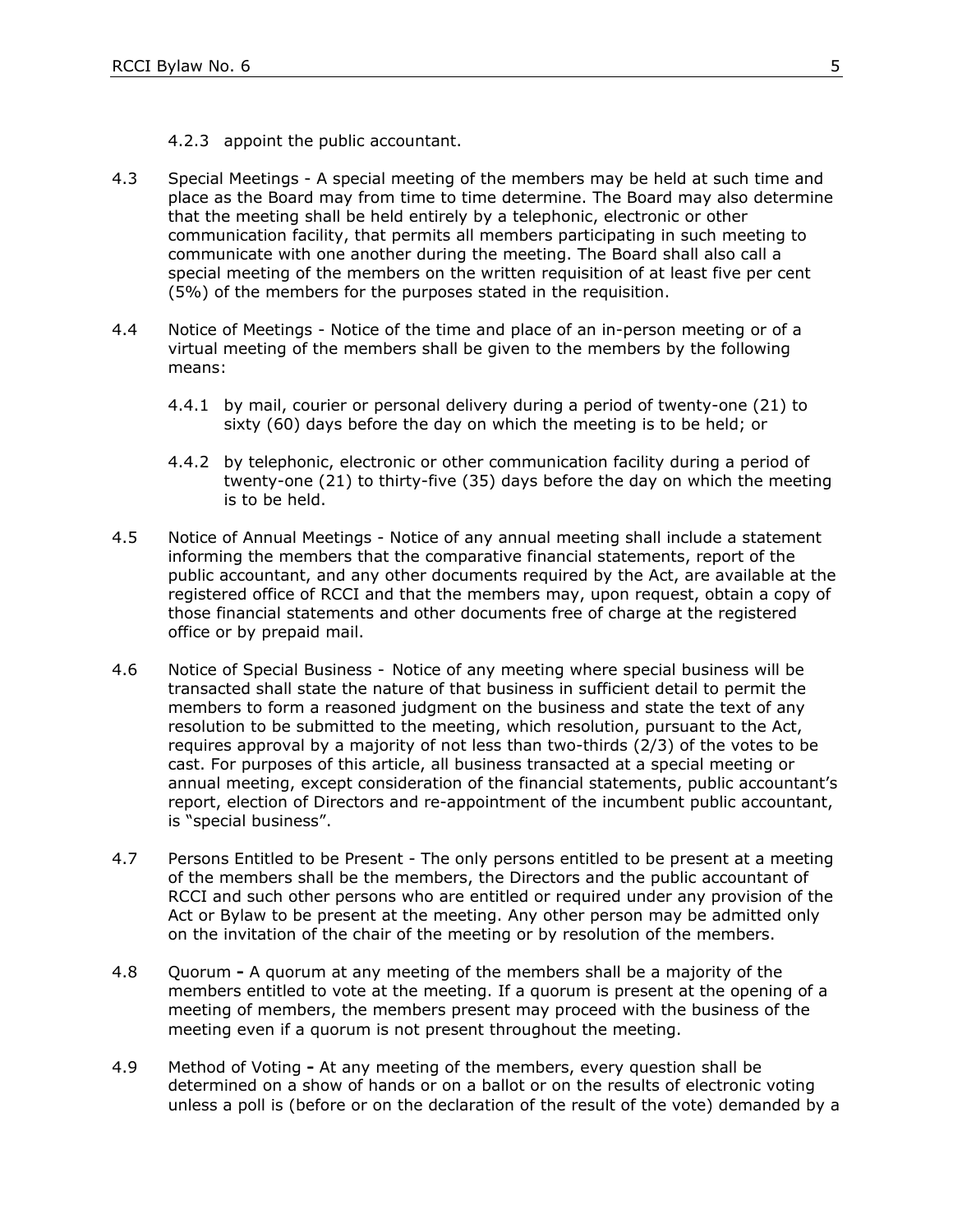4.2.3 appoint the public accountant.

4.3 Special Meetings - A special meeting of the members may be held at such time and place as the Board may from time to time determine. The Board may also determine that the meeting shall be held entirely by a telephonic, electronic or other communication facility, that permits all members participating in such meeting to communicate with one another during the meeting. The Board shall also call a special meeting of the members on the written requisition of at least five per cent (5%) of the members for the purposes stated in the requisition.

4.4 Notice of Meetings - Notice of the time and place of an in-person meeting or of a virtual meeting of the members shall be given to the members by the following means:

4.4.1 by mail, courier or personal delivery during a period of twenty-one (21) to sixty (60) days before the day on which the meeting is to be held; or

4.4.2 by telephonic, electronic or other communication facility during a period of twenty-one (21) to thirty-five (35) days before the day on which the meeting is to be held.

4.5 Notice of Annual Meetings - Notice of any annual meeting shall include a statement informing the members that the comparative financial statements, report of the public accountant, and any other documents required by the Act, are available at the registered office of RCCI and that the members may, upon request, obtain a copy of those financial statements and other documents free of charge at the registered office or by prepaid mail.

4.6 Notice of Special Business - Notice of any meeting where special business will be transacted shall state the nature of that business in sufficient detail to permit the members to form a reasoned judgment on the business and state the text of any resolution to be submitted to the meeting, which resolution, pursuant to the Act, requires approval by a majority of not less than two-thirds (2/3) of the votes to be cast. For purposes of this article, all business transacted at a special meeting or annual meeting, except consideration of the financial statements, public accountant's report, election of Directors and re-appointment of the incumbent public accountant, is "special business".

4.7 Persons Entitled to be Present - The only persons entitled to be present at a meeting of the members shall be the members, the Directors and the public accountant of RCCI and such other persons who are entitled or required under any provision of the Act or Bylaw to be present at the meeting. Any other person may be admitted only on the invitation of the chair of the meeting or by resolution of the members.

4.8 Quorum **-** A quorum at any meeting of the members shall be a majority of the members entitled to vote at the meeting. If a quorum is present at the opening of a meeting of members, the members present may proceed with the business of the meeting even if a quorum is not present throughout the meeting.

4.9 Method of Voting **-** At any meeting of the members, every question shall be determined on a show of hands or on a ballot or on the results of electronic voting unless a poll is (before or on the declaration of the result of the vote) demanded by a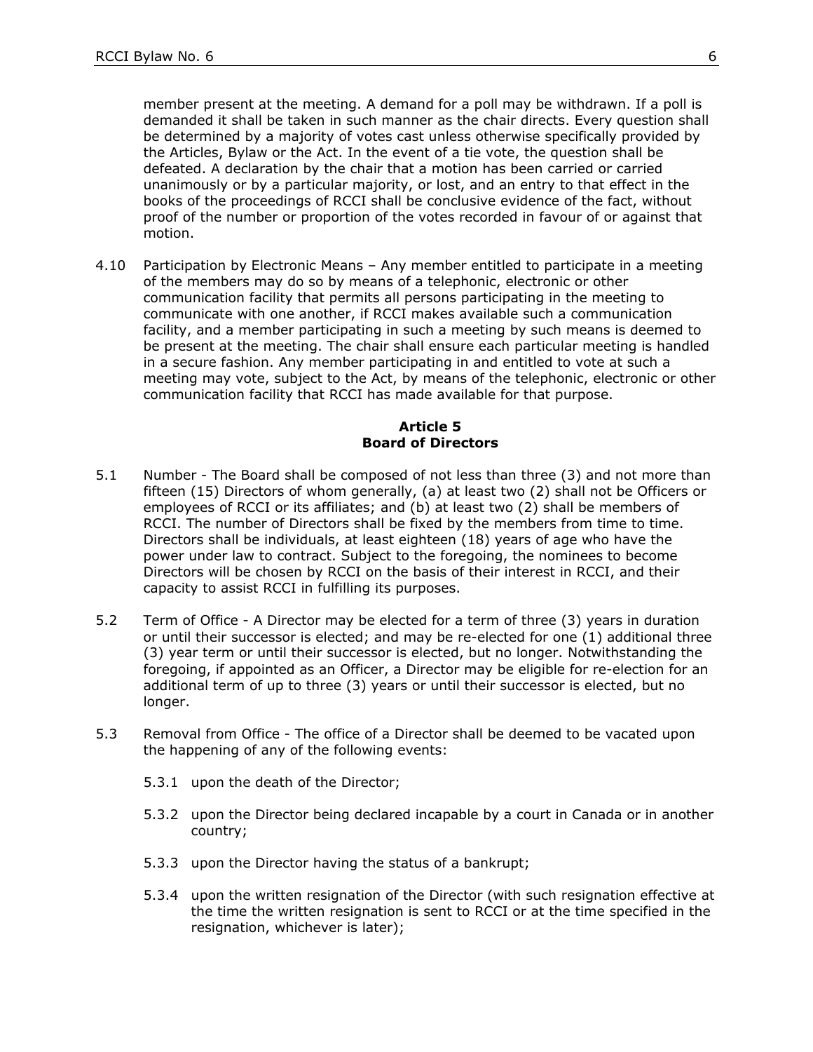member present at the meeting. A demand for a poll may be withdrawn. If a poll is demanded it shall be taken in such manner as the chair directs. Every question shall be determined by a majority of votes cast unless otherwise specifically provided by the Articles, Bylaw or the Act. In the event of a tie vote, the question shall be defeated. A declaration by the chair that a motion has been carried or carried unanimously or by a particular majority, or lost, and an entry to that effect in the books of the proceedings of RCCI shall be conclusive evidence of the fact, without proof of the number or proportion of the votes recorded in favour of or against that motion.

4.10 Participation by Electronic Means – Any member entitled to participate in a meeting of the members may do so by means of a telephonic, electronic or other communication facility that permits all persons participating in the meeting to communicate with one another, if RCCI makes available such a communication facility, and a member participating in such a meeting by such means is deemed to be present at the meeting. The chair shall ensure each particular meeting is handled in a secure fashion. Any member participating in and entitled to vote at such a meeting may vote, subject to the Act, by means of the telephonic, electronic or other communication facility that RCCI has made available for that purpose.

## Article 5
## Board of Directors

5.1 Number - The Board shall be composed of not less than three (3) and not more than fifteen (15) Directors of whom generally, (a) at least two (2) shall not be Officers or employees of RCCI or its affiliates; and (b) at least two (2) shall be members of RCCI. The number of Directors shall be fixed by the members from time to time. Directors shall be individuals, at least eighteen (18) years of age who have the power under law to contract. Subject to the foregoing, the nominees to become Directors will be chosen by RCCI on the basis of their interest in RCCI, and their capacity to assist RCCI in fulfilling its purposes.

5.2 Term of Office - A Director may be elected for a term of three (3) years in duration or until their successor is elected; and may be re-elected for one (1) additional three (3) year term or until their successor is elected, but no longer. Notwithstanding the foregoing, if appointed as an Officer, a Director may be eligible for re-election for an additional term of up to three (3) years or until their successor is elected, but no longer.

5.3 Removal from Office - The office of a Director shall be deemed to be vacated upon the happening of any of the following events:

5.3.1 upon the death of the Director;

5.3.2 upon the Director being declared incapable by a court in Canada or in another country;

5.3.3 upon the Director having the status of a bankrupt;

5.3.4 upon the written resignation of the Director (with such resignation effective at the time the written resignation is sent to RCCI or at the time specified in the resignation, whichever is later);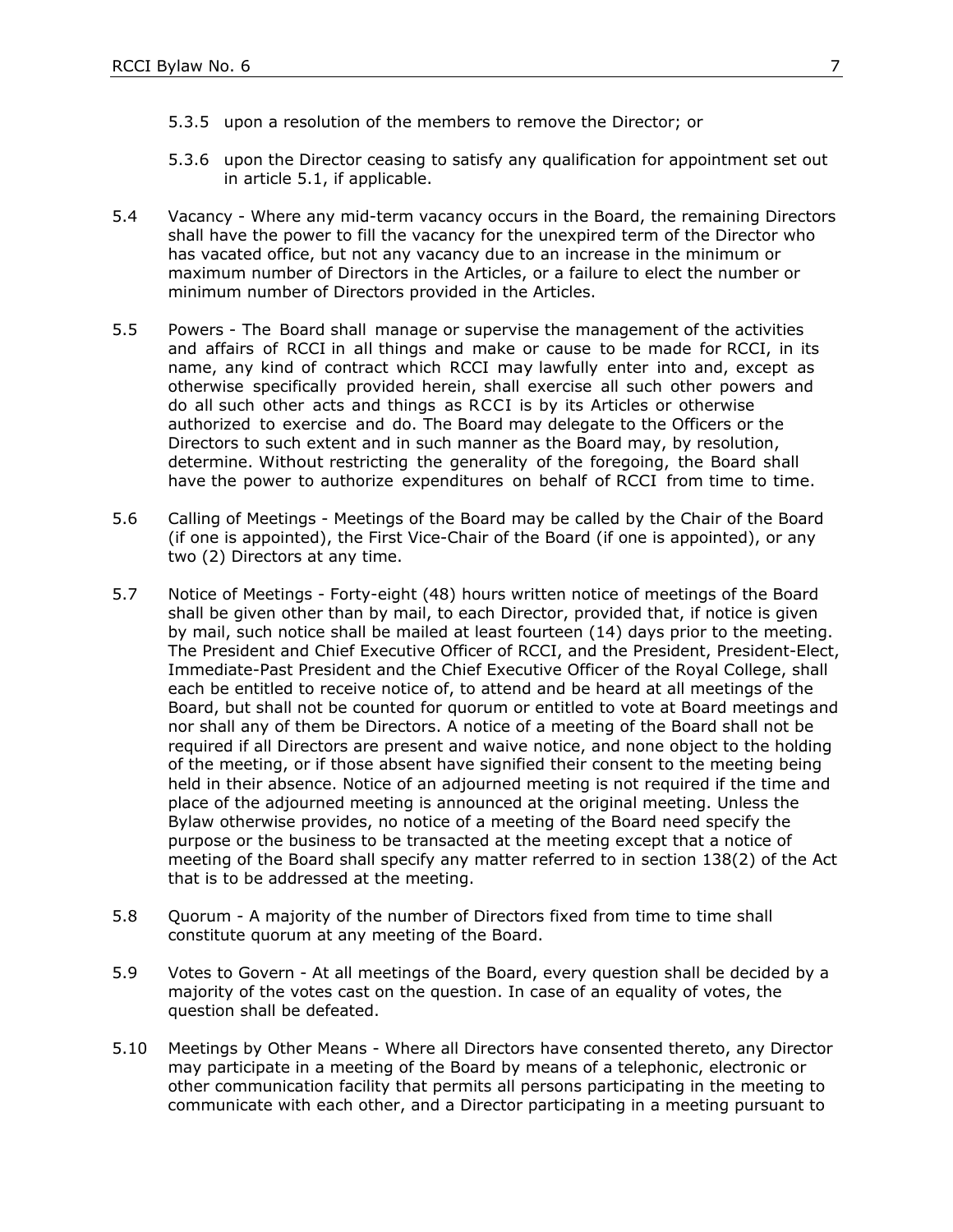5.3.5 upon a resolution of the members to remove the Director; or

5.3.6 upon the Director ceasing to satisfy any qualification for appointment set out in article 5.1, if applicable.

5.4 Vacancy - Where any mid-term vacancy occurs in the Board, the remaining Directors shall have the power to fill the vacancy for the unexpired term of the Director who has vacated office, but not any vacancy due to an increase in the minimum or maximum number of Directors in the Articles, or a failure to elect the number or minimum number of Directors provided in the Articles.

5.5 Powers - The Board shall manage or supervise the management of the activities and affairs of RCCI in all things and make or cause to be made for RCCI, in its name, any kind of contract which RCCI may lawfully enter into and, except as otherwise specifically provided herein, shall exercise all such other powers and do all such other acts and things as RCCI is by its Articles or otherwise authorized to exercise and do. The Board may delegate to the Officers or the Directors to such extent and in such manner as the Board may, by resolution, determine. Without restricting the generality of the foregoing, the Board shall have the power to authorize expenditures on behalf of RCCI from time to time.

5.6 Calling of Meetings - Meetings of the Board may be called by the Chair of the Board (if one is appointed), the First Vice-Chair of the Board (if one is appointed), or any two (2) Directors at any time.

5.7 Notice of Meetings - Forty-eight (48) hours written notice of meetings of the Board shall be given other than by mail, to each Director, provided that, if notice is given by mail, such notice shall be mailed at least fourteen (14) days prior to the meeting. The President and Chief Executive Officer of RCCI, and the President, President-Elect, Immediate-Past President and the Chief Executive Officer of the Royal College, shall each be entitled to receive notice of, to attend and be heard at all meetings of the Board, but shall not be counted for quorum or entitled to vote at Board meetings and nor shall any of them be Directors. A notice of a meeting of the Board shall not be required if all Directors are present and waive notice, and none object to the holding of the meeting, or if those absent have signified their consent to the meeting being held in their absence. Notice of an adjourned meeting is not required if the time and place of the adjourned meeting is announced at the original meeting. Unless the Bylaw otherwise provides, no notice of a meeting of the Board need specify the purpose or the business to be transacted at the meeting except that a notice of meeting of the Board shall specify any matter referred to in section 138(2) of the Act that is to be addressed at the meeting.

5.8 Quorum - A majority of the number of Directors fixed from time to time shall constitute quorum at any meeting of the Board.

5.9 Votes to Govern - At all meetings of the Board, every question shall be decided by a majority of the votes cast on the question. In case of an equality of votes, the question shall be defeated.

5.10 Meetings by Other Means - Where all Directors have consented thereto, any Director may participate in a meeting of the Board by means of a telephonic, electronic or other communication facility that permits all persons participating in the meeting to communicate with each other, and a Director participating in a meeting pursuant to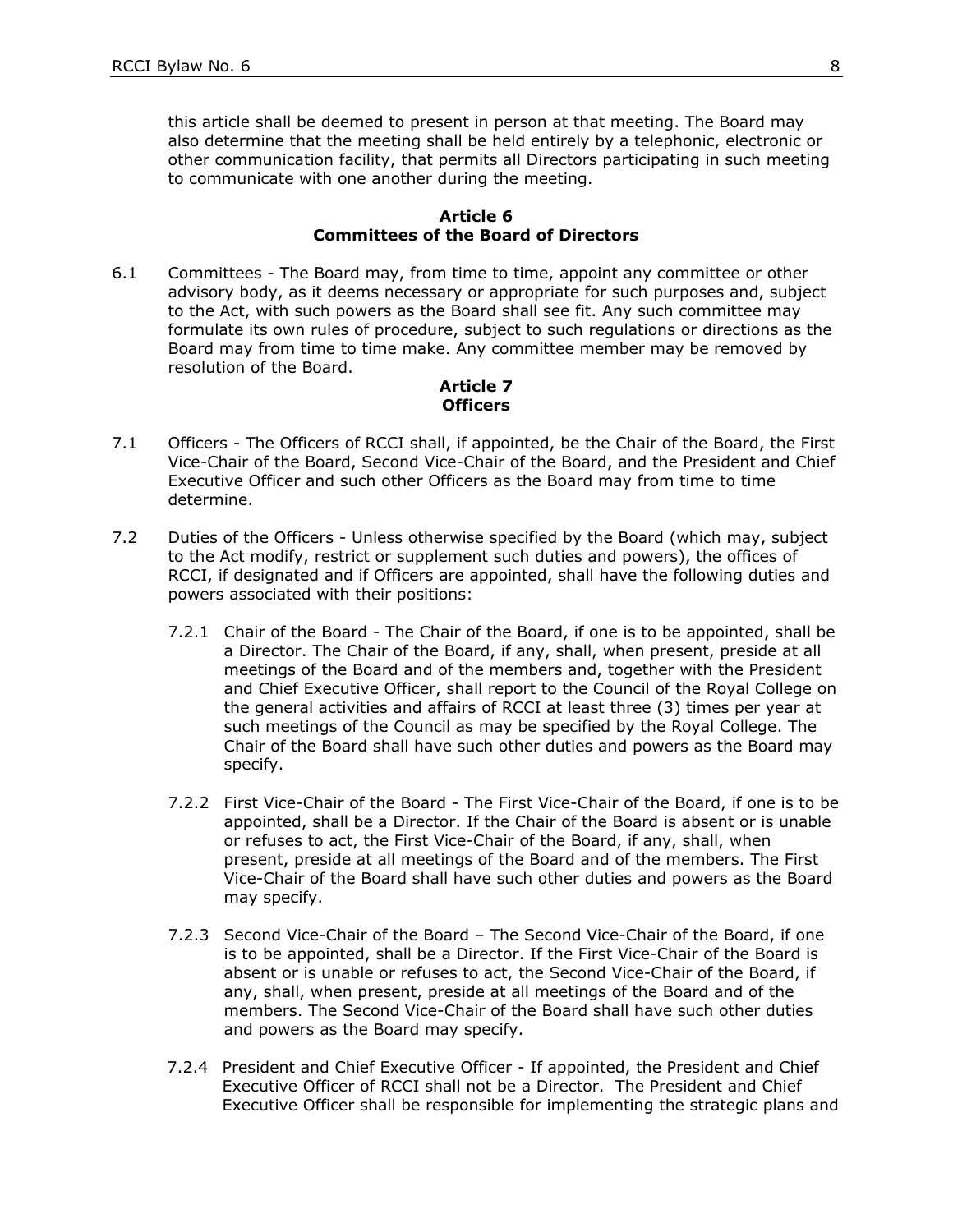this article shall be deemed to present in person at that meeting. The Board may also determine that the meeting shall be held entirely by a telephonic, electronic or other communication facility, that permits all Directors participating in such meeting to communicate with one another during the meeting.

## Article 6
## Committees of the Board of Directors

6.1 Committees - The Board may, from time to time, appoint any committee or other advisory body, as it deems necessary or appropriate for such purposes and, subject to the Act, with such powers as the Board shall see fit. Any such committee may formulate its own rules of procedure, subject to such regulations or directions as the Board may from time to time make. Any committee member may be removed by resolution of the Board.

## Article 7
## Officers

7.1 Officers - The Officers of RCCI shall, if appointed, be the Chair of the Board, the First Vice-Chair of the Board, Second Vice-Chair of the Board, and the President and Chief Executive Officer and such other Officers as the Board may from time to time determine.

7.2 Duties of the Officers - Unless otherwise specified by the Board (which may, subject to the Act modify, restrict or supplement such duties and powers), the offices of RCCI, if designated and if Officers are appointed, shall have the following duties and powers associated with their positions:

7.2.1 Chair of the Board - The Chair of the Board, if one is to be appointed, shall be a Director. The Chair of the Board, if any, shall, when present, preside at all meetings of the Board and of the members and, together with the President and Chief Executive Officer, shall report to the Council of the Royal College on the general activities and affairs of RCCI at least three (3) times per year at such meetings of the Council as may be specified by the Royal College. The Chair of the Board shall have such other duties and powers as the Board may specify.

7.2.2 First Vice-Chair of the Board - The First Vice-Chair of the Board, if one is to be appointed, shall be a Director. If the Chair of the Board is absent or is unable or refuses to act, the First Vice-Chair of the Board, if any, shall, when present, preside at all meetings of the Board and of the members. The First Vice-Chair of the Board shall have such other duties and powers as the Board may specify.

7.2.3 Second Vice-Chair of the Board – The Second Vice-Chair of the Board, if one is to be appointed, shall be a Director. If the First Vice-Chair of the Board is absent or is unable or refuses to act, the Second Vice-Chair of the Board, if any, shall, when present, preside at all meetings of the Board and of the members. The Second Vice-Chair of the Board shall have such other duties and powers as the Board may specify.

7.2.4 President and Chief Executive Officer - If appointed, the President and Chief Executive Officer of RCCI shall not be a Director. The President and Chief Executive Officer shall be responsible for implementing the strategic plans and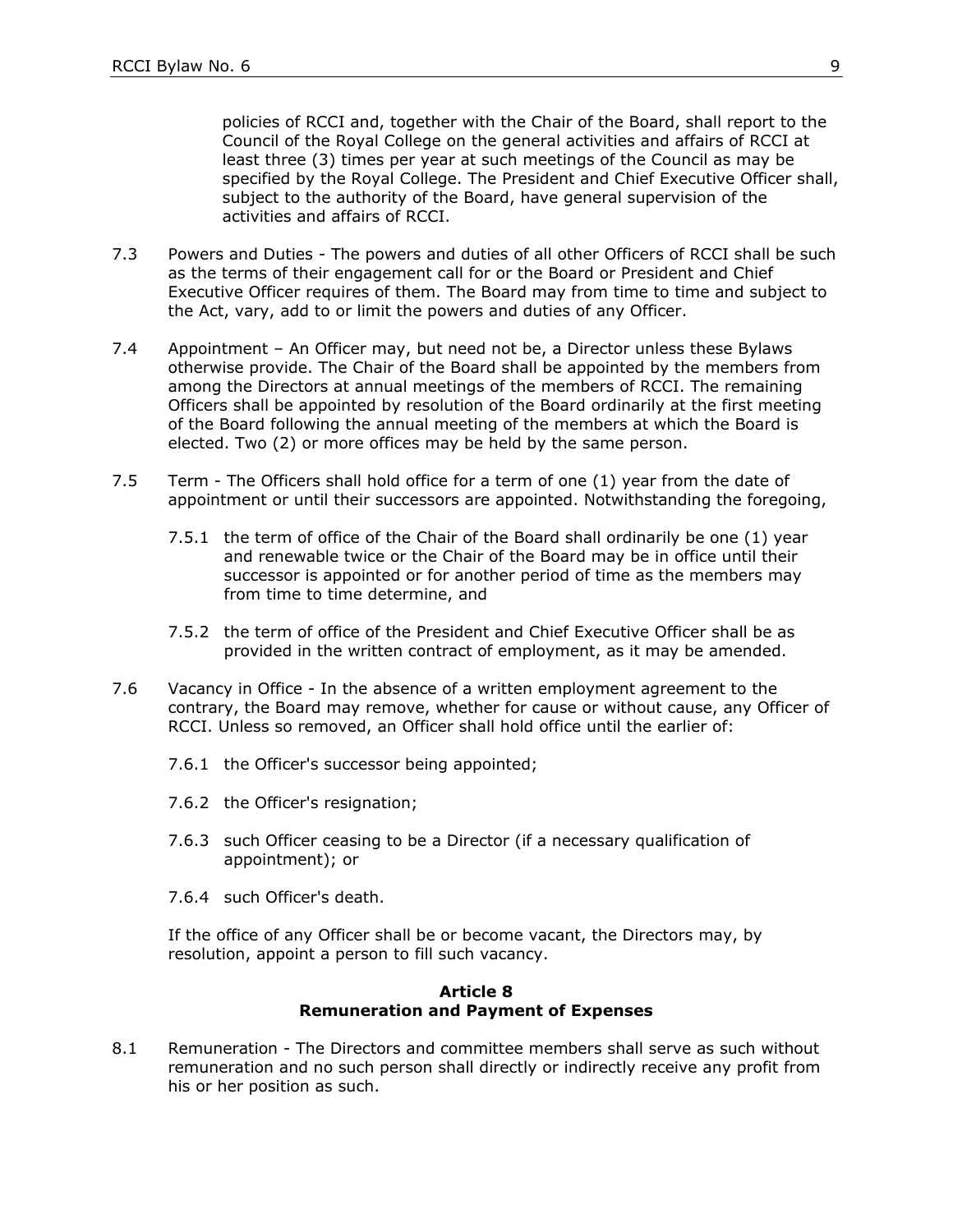policies of RCCI and, together with the Chair of the Board, shall report to the Council of the Royal College on the general activities and affairs of RCCI at least three (3) times per year at such meetings of the Council as may be specified by the Royal College. The President and Chief Executive Officer shall, subject to the authority of the Board, have general supervision of the activities and affairs of RCCI.

7.3 Powers and Duties - The powers and duties of all other Officers of RCCI shall be such as the terms of their engagement call for or the Board or President and Chief Executive Officer requires of them. The Board may from time to time and subject to the Act, vary, add to or limit the powers and duties of any Officer.

7.4 Appointment – An Officer may, but need not be, a Director unless these Bylaws otherwise provide. The Chair of the Board shall be appointed by the members from among the Directors at annual meetings of the members of RCCI. The remaining Officers shall be appointed by resolution of the Board ordinarily at the first meeting of the Board following the annual meeting of the members at which the Board is elected. Two (2) or more offices may be held by the same person.

7.5 Term - The Officers shall hold office for a term of one (1) year from the date of appointment or until their successors are appointed. Notwithstanding the foregoing,

7.5.1 the term of office of the Chair of the Board shall ordinarily be one (1) year and renewable twice or the Chair of the Board may be in office until their successor is appointed or for another period of time as the members may from time to time determine, and

7.5.2 the term of office of the President and Chief Executive Officer shall be as provided in the written contract of employment, as it may be amended.

7.6 Vacancy in Office - In the absence of a written employment agreement to the contrary, the Board may remove, whether for cause or without cause, any Officer of RCCI. Unless so removed, an Officer shall hold office until the earlier of:

7.6.1 the Officer's successor being appointed;

7.6.2 the Officer's resignation;

7.6.3 such Officer ceasing to be a Director (if a necessary qualification of appointment); or

7.6.4 such Officer's death.

If the office of any Officer shall be or become vacant, the Directors may, by resolution, appoint a person to fill such vacancy.

## Article 8
## Remuneration and Payment of Expenses

8.1 Remuneration - The Directors and committee members shall serve as such without remuneration and no such person shall directly or indirectly receive any profit from his or her position as such.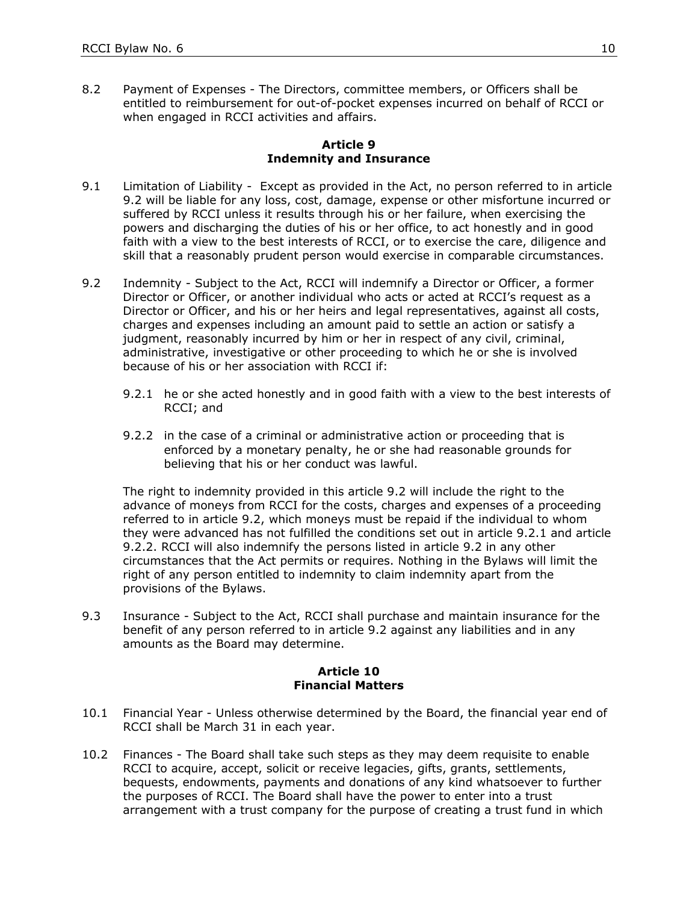8.2 Payment of Expenses - The Directors, committee members, or Officers shall be entitled to reimbursement for out-of-pocket expenses incurred on behalf of RCCI or when engaged in RCCI activities and affairs.

## Article 9
## Indemnity and Insurance

9.1 Limitation of Liability - Except as provided in the Act, no person referred to in article 9.2 will be liable for any loss, cost, damage, expense or other misfortune incurred or suffered by RCCI unless it results through his or her failure, when exercising the powers and discharging the duties of his or her office, to act honestly and in good faith with a view to the best interests of RCCI, or to exercise the care, diligence and skill that a reasonably prudent person would exercise in comparable circumstances.

9.2 Indemnity - Subject to the Act, RCCI will indemnify a Director or Officer, a former Director or Officer, or another individual who acts or acted at RCCI's request as a Director or Officer, and his or her heirs and legal representatives, against all costs, charges and expenses including an amount paid to settle an action or satisfy a judgment, reasonably incurred by him or her in respect of any civil, criminal, administrative, investigative or other proceeding to which he or she is involved because of his or her association with RCCI if:

9.2.1 he or she acted honestly and in good faith with a view to the best interests of RCCI; and

9.2.2 in the case of a criminal or administrative action or proceeding that is enforced by a monetary penalty, he or she had reasonable grounds for believing that his or her conduct was lawful.

The right to indemnity provided in this article 9.2 will include the right to the advance of moneys from RCCI for the costs, charges and expenses of a proceeding referred to in article 9.2, which moneys must be repaid if the individual to whom they were advanced has not fulfilled the conditions set out in article 9.2.1 and article 9.2.2. RCCI will also indemnify the persons listed in article 9.2 in any other circumstances that the Act permits or requires. Nothing in the Bylaws will limit the right of any person entitled to indemnity to claim indemnity apart from the provisions of the Bylaws.

9.3 Insurance - Subject to the Act, RCCI shall purchase and maintain insurance for the benefit of any person referred to in article 9.2 against any liabilities and in any amounts as the Board may determine.

## Article 10
## Financial Matters

10.1 Financial Year - Unless otherwise determined by the Board, the financial year end of RCCI shall be March 31 in each year.

10.2 Finances - The Board shall take such steps as they may deem requisite to enable RCCI to acquire, accept, solicit or receive legacies, gifts, grants, settlements, bequests, endowments, payments and donations of any kind whatsoever to further the purposes of RCCI. The Board shall have the power to enter into a trust arrangement with a trust company for the purpose of creating a trust fund in which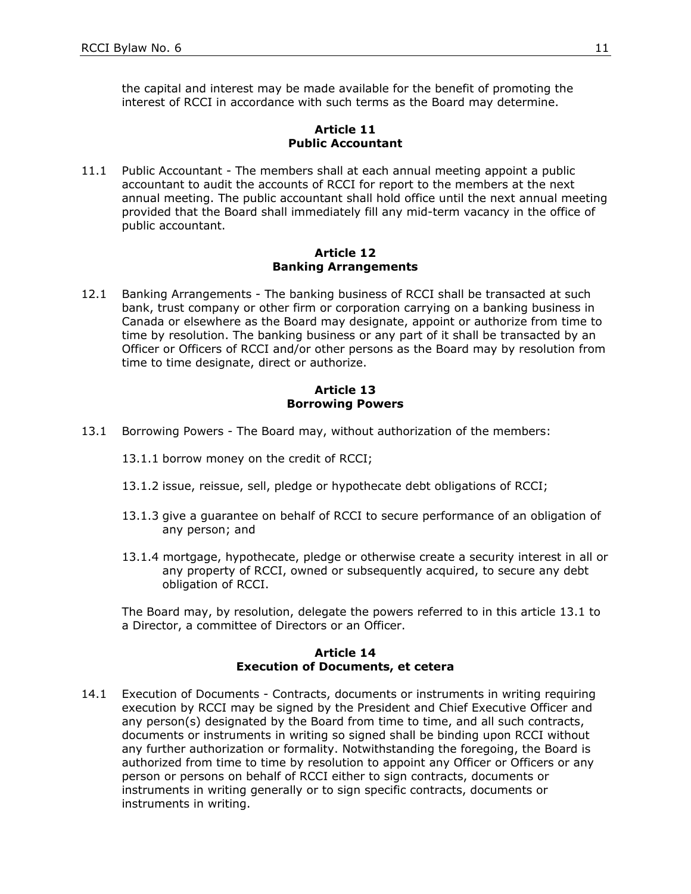the capital and interest may be made available for the benefit of promoting the interest of RCCI in accordance with such terms as the Board may determine.

## Article 11
## Public Accountant

11.1 Public Accountant - The members shall at each annual meeting appoint a public accountant to audit the accounts of RCCI for report to the members at the next annual meeting. The public accountant shall hold office until the next annual meeting provided that the Board shall immediately fill any mid-term vacancy in the office of public accountant.

## Article 12
## Banking Arrangements

12.1 Banking Arrangements - The banking business of RCCI shall be transacted at such bank, trust company or other firm or corporation carrying on a banking business in Canada or elsewhere as the Board may designate, appoint or authorize from time to time by resolution. The banking business or any part of it shall be transacted by an Officer or Officers of RCCI and/or other persons as the Board may by resolution from time to time designate, direct or authorize.

## Article 13
## Borrowing Powers

13.1 Borrowing Powers - The Board may, without authorization of the members:

13.1.1 borrow money on the credit of RCCI;

13.1.2 issue, reissue, sell, pledge or hypothecate debt obligations of RCCI;

13.1.3 give a guarantee on behalf of RCCI to secure performance of an obligation of any person; and

13.1.4 mortgage, hypothecate, pledge or otherwise create a security interest in all or any property of RCCI, owned or subsequently acquired, to secure any debt obligation of RCCI.

The Board may, by resolution, delegate the powers referred to in this article 13.1 to a Director, a committee of Directors or an Officer.

## Article 14
## Execution of Documents, et cetera

14.1 Execution of Documents - Contracts, documents or instruments in writing requiring execution by RCCI may be signed by the President and Chief Executive Officer and any person(s) designated by the Board from time to time, and all such contracts, documents or instruments in writing so signed shall be binding upon RCCI without any further authorization or formality. Notwithstanding the foregoing, the Board is authorized from time to time by resolution to appoint any Officer or Officers or any person or persons on behalf of RCCI either to sign contracts, documents or instruments in writing generally or to sign specific contracts, documents or instruments in writing.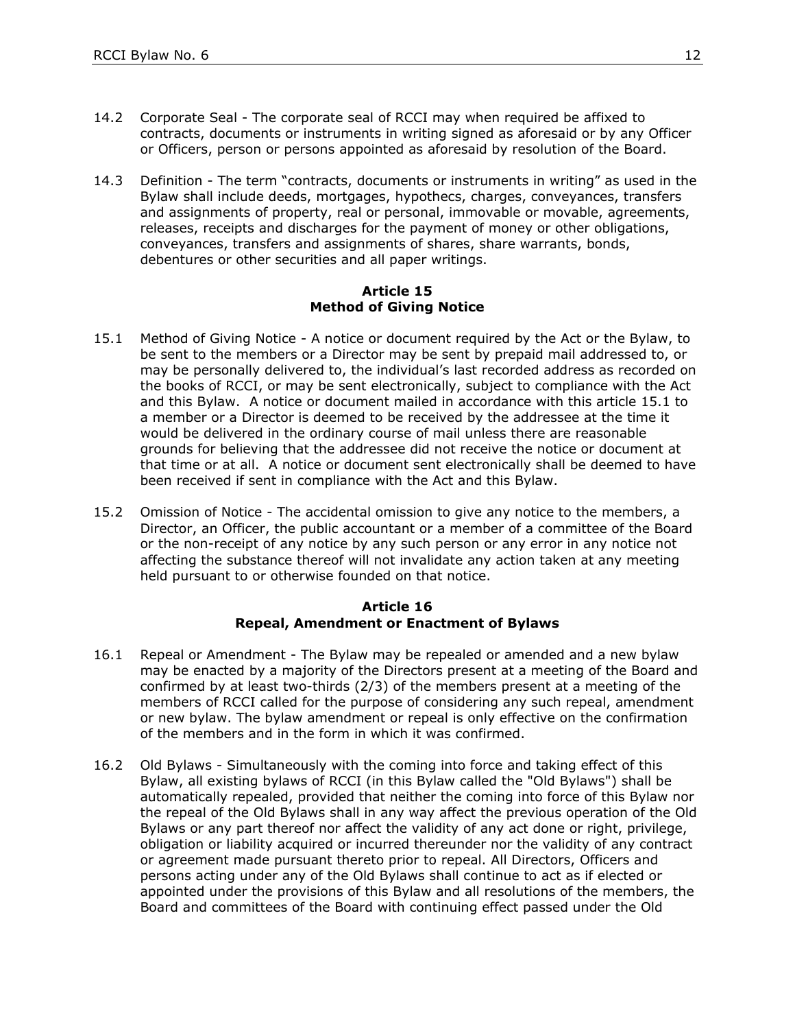14.2 Corporate Seal - The corporate seal of RCCI may when required be affixed to contracts, documents or instruments in writing signed as aforesaid or by any Officer or Officers, person or persons appointed as aforesaid by resolution of the Board.

14.3 Definition - The term "contracts, documents or instruments in writing" as used in the Bylaw shall include deeds, mortgages, hypothecs, charges, conveyances, transfers and assignments of property, real or personal, immovable or movable, agreements, releases, receipts and discharges for the payment of money or other obligations, conveyances, transfers and assignments of shares, share warrants, bonds, debentures or other securities and all paper writings.

## Article 15
## Method of Giving Notice

15.1 Method of Giving Notice - A notice or document required by the Act or the Bylaw, to be sent to the members or a Director may be sent by prepaid mail addressed to, or may be personally delivered to, the individual's last recorded address as recorded on the books of RCCI, or may be sent electronically, subject to compliance with the Act and this Bylaw. A notice or document mailed in accordance with this article 15.1 to a member or a Director is deemed to be received by the addressee at the time it would be delivered in the ordinary course of mail unless there are reasonable grounds for believing that the addressee did not receive the notice or document at that time or at all. A notice or document sent electronically shall be deemed to have been received if sent in compliance with the Act and this Bylaw.

15.2 Omission of Notice - The accidental omission to give any notice to the members, a Director, an Officer, the public accountant or a member of a committee of the Board or the non-receipt of any notice by any such person or any error in any notice not affecting the substance thereof will not invalidate any action taken at any meeting held pursuant to or otherwise founded on that notice.

## Article 16
## Repeal, Amendment or Enactment of Bylaws

16.1 Repeal or Amendment - The Bylaw may be repealed or amended and a new bylaw may be enacted by a majority of the Directors present at a meeting of the Board and confirmed by at least two-thirds (2/3) of the members present at a meeting of the members of RCCI called for the purpose of considering any such repeal, amendment or new bylaw. The bylaw amendment or repeal is only effective on the confirmation of the members and in the form in which it was confirmed.

16.2 Old Bylaws - Simultaneously with the coming into force and taking effect of this Bylaw, all existing bylaws of RCCI (in this Bylaw called the "Old Bylaws") shall be automatically repealed, provided that neither the coming into force of this Bylaw nor the repeal of the Old Bylaws shall in any way affect the previous operation of the Old Bylaws or any part thereof nor affect the validity of any act done or right, privilege, obligation or liability acquired or incurred thereunder nor the validity of any contract or agreement made pursuant thereto prior to repeal. All Directors, Officers and persons acting under any of the Old Bylaws shall continue to act as if elected or appointed under the provisions of this Bylaw and all resolutions of the members, the Board and committees of the Board with continuing effect passed under the Old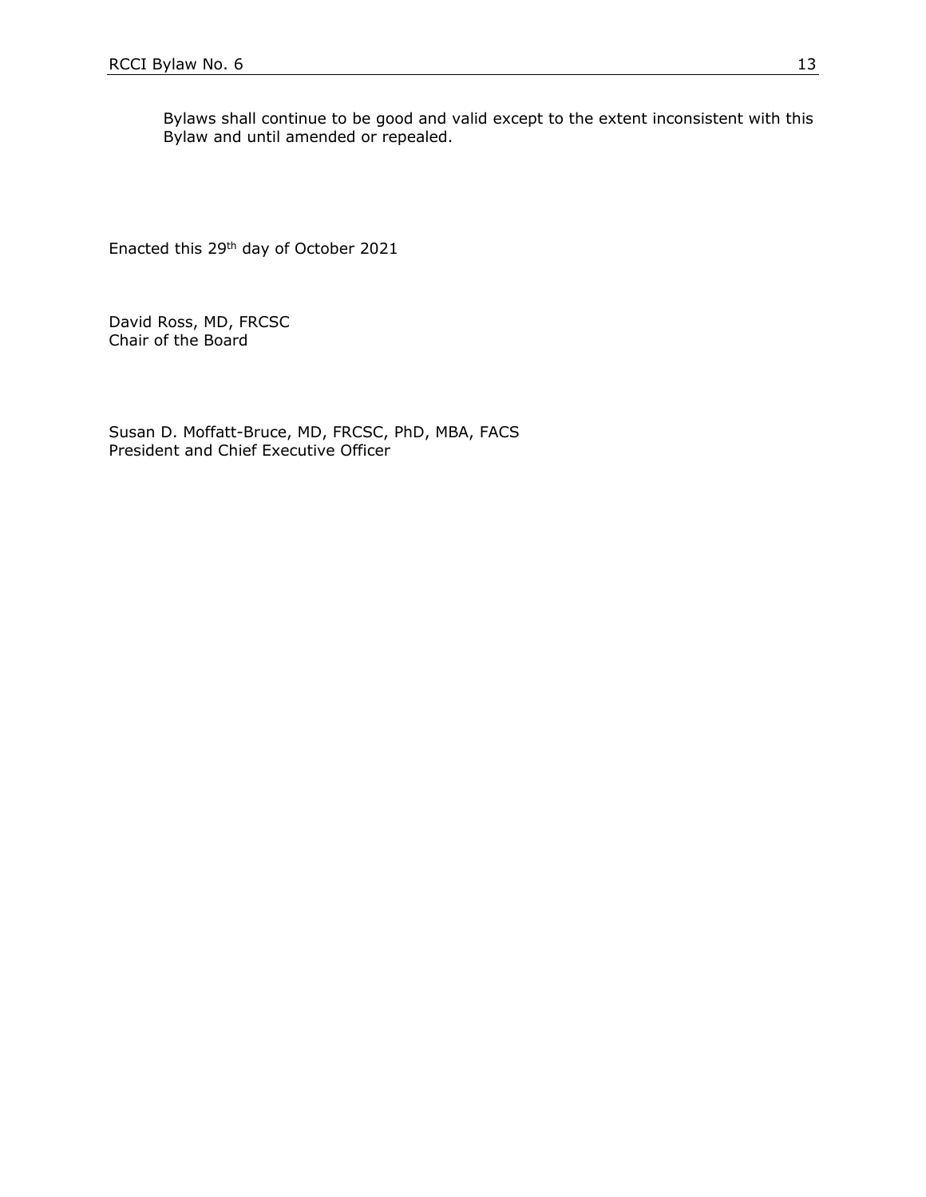Bylaws shall continue to be good and valid except to the extent inconsistent with this Bylaw and until amended or repealed.

Enacted this 29th day of October 2021

David Ross, MD, FRCSC
Chair of the Board

Susan D. Moffatt-Bruce, MD, FRCSC, PhD, MBA, FACS
President and Chief Executive Officer